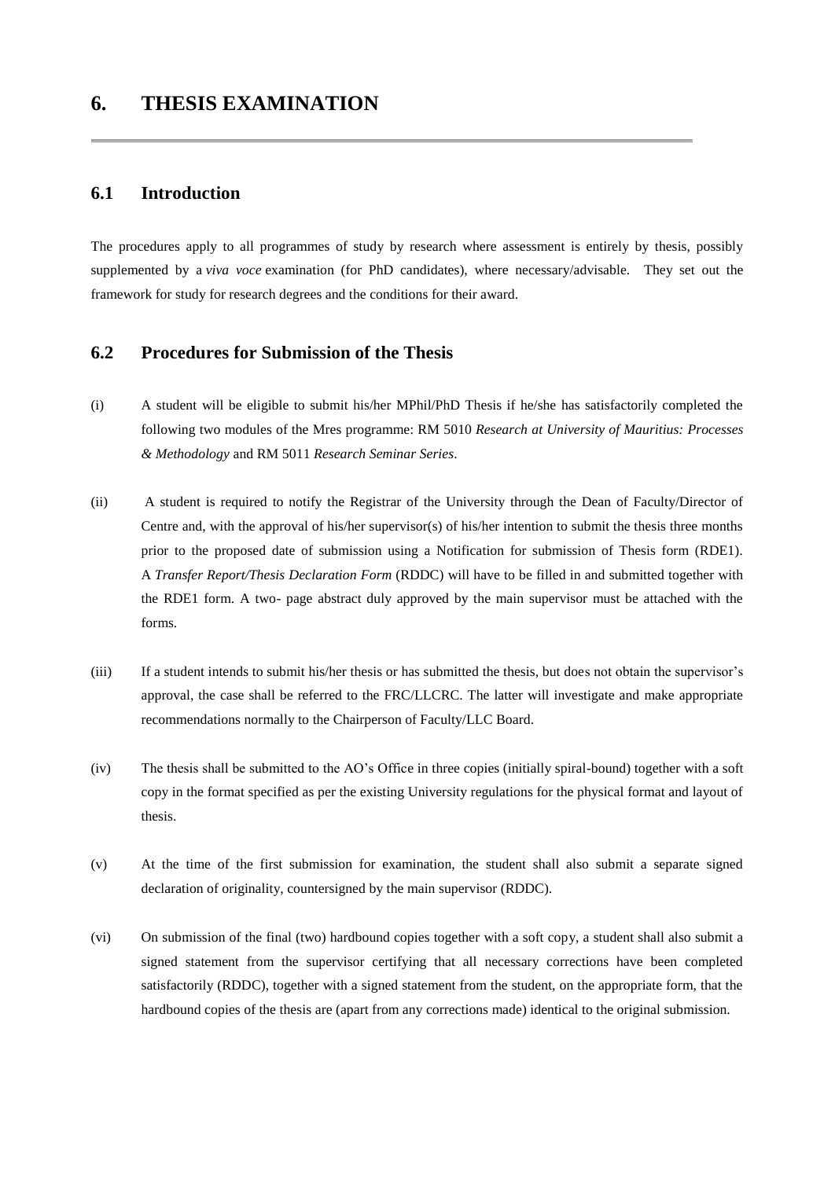# 6. THESIS EXAMINATION

## 6.1 Introduction

The procedures apply to all programmes of study by research where assessment is entirely by thesis, possibly supplemented by a *viva voce* examination (for PhD candidates), where necessary/advisable. They set out the framework for study for research degrees and the conditions for their award.

## 6.2 Procedures for Submission of the Thesis

(i) A student will be eligible to submit his/her MPhil/PhD Thesis if he/she has satisfactorily completed the following two modules of the Mres programme: RM 5010 *Research at University of Mauritius: Processes & Methodology* and RM 5011 *Research Seminar Series*.

(ii) A student is required to notify the Registrar of the University through the Dean of Faculty/Director of Centre and, with the approval of his/her supervisor(s) of his/her intention to submit the thesis three months prior to the proposed date of submission using a Notification for submission of Thesis form (RDE1). A *Transfer Report/Thesis Declaration Form* (RDDC) will have to be filled in and submitted together with the RDE1 form. A two- page abstract duly approved by the main supervisor must be attached with the forms.

(iii) If a student intends to submit his/her thesis or has submitted the thesis, but does not obtain the supervisor's approval, the case shall be referred to the FRC/LLCRC. The latter will investigate and make appropriate recommendations normally to the Chairperson of Faculty/LLC Board.

(iv) The thesis shall be submitted to the AO's Office in three copies (initially spiral-bound) together with a soft copy in the format specified as per the existing University regulations for the physical format and layout of thesis.

(v) At the time of the first submission for examination, the student shall also submit a separate signed declaration of originality, countersigned by the main supervisor (RDDC).

(vi) On submission of the final (two) hardbound copies together with a soft copy, a student shall also submit a signed statement from the supervisor certifying that all necessary corrections have been completed satisfactorily (RDDC), together with a signed statement from the student, on the appropriate form, that the hardbound copies of the thesis are (apart from any corrections made) identical to the original submission.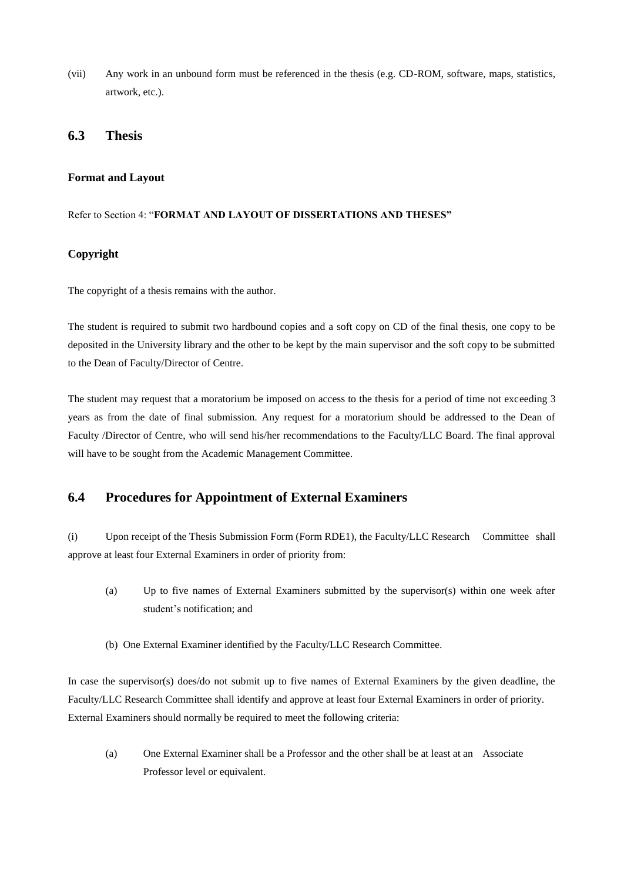(vii) Any work in an unbound form must be referenced in the thesis (e.g. CD-ROM, software, maps, statistics, artwork, etc.).

## 6.3 Thesis

### Format and Layout

Refer to Section 4: "**FORMAT AND LAYOUT OF DISSERTATIONS AND THESES"**

### Copyright

The copyright of a thesis remains with the author.

The student is required to submit two hardbound copies and a soft copy on CD of the final thesis, one copy to be deposited in the University library and the other to be kept by the main supervisor and the soft copy to be submitted to the Dean of Faculty/Director of Centre.

The student may request that a moratorium be imposed on access to the thesis for a period of time not exceeding 3 years as from the date of final submission. Any request for a moratorium should be addressed to the Dean of Faculty /Director of Centre, who will send his/her recommendations to the Faculty/LLC Board. The final approval will have to be sought from the Academic Management Committee.

## 6.4 Procedures for Appointment of External Examiners

(i) Upon receipt of the Thesis Submission Form (Form RDE1), the Faculty/LLC Research Committee shall approve at least four External Examiners in order of priority from:

(a) Up to five names of External Examiners submitted by the supervisor(s) within one week after student's notification; and

(b) One External Examiner identified by the Faculty/LLC Research Committee.

In case the supervisor(s) does/do not submit up to five names of External Examiners by the given deadline, the Faculty/LLC Research Committee shall identify and approve at least four External Examiners in order of priority. External Examiners should normally be required to meet the following criteria:

(a) One External Examiner shall be a Professor and the other shall be at least at an Associate Professor level or equivalent.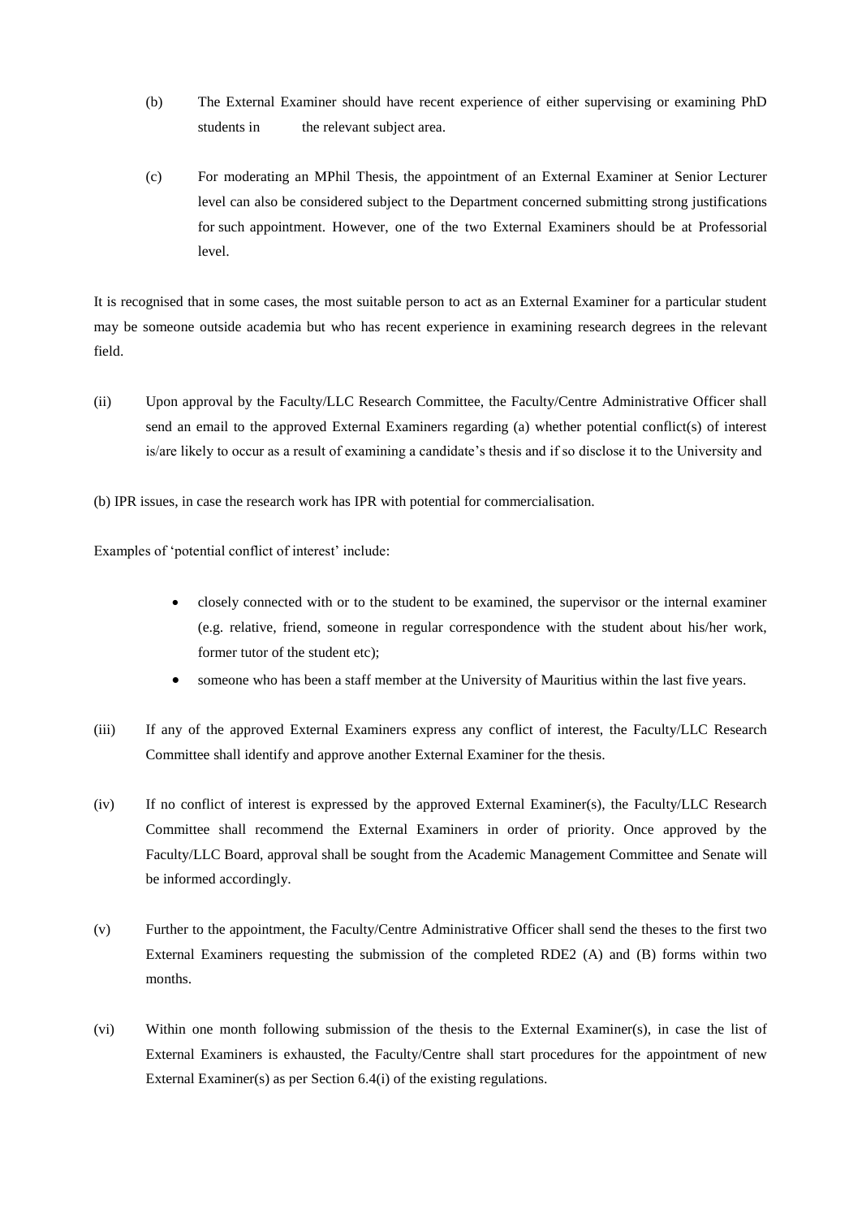(b) The External Examiner should have recent experience of either supervising or examining PhD students in the relevant subject area.

(c) For moderating an MPhil Thesis, the appointment of an External Examiner at Senior Lecturer level can also be considered subject to the Department concerned submitting strong justifications for such appointment. However, one of the two External Examiners should be at Professorial level.

It is recognised that in some cases, the most suitable person to act as an External Examiner for a particular student may be someone outside academia but who has recent experience in examining research degrees in the relevant field.

(ii) Upon approval by the Faculty/LLC Research Committee, the Faculty/Centre Administrative Officer shall send an email to the approved External Examiners regarding (a) whether potential conflict(s) of interest is/are likely to occur as a result of examining a candidate's thesis and if so disclose it to the University and

(b) IPR issues, in case the research work has IPR with potential for commercialisation.

Examples of 'potential conflict of interest' include:

- closely connected with or to the student to be examined, the supervisor or the internal examiner (e.g. relative, friend, someone in regular correspondence with the student about his/her work, former tutor of the student etc);
- someone who has been a staff member at the University of Mauritius within the last five years.

(iii) If any of the approved External Examiners express any conflict of interest, the Faculty/LLC Research Committee shall identify and approve another External Examiner for the thesis.

(iv) If no conflict of interest is expressed by the approved External Examiner(s), the Faculty/LLC Research Committee shall recommend the External Examiners in order of priority. Once approved by the Faculty/LLC Board, approval shall be sought from the Academic Management Committee and Senate will be informed accordingly.

(v) Further to the appointment, the Faculty/Centre Administrative Officer shall send the theses to the first two External Examiners requesting the submission of the completed RDE2 (A) and (B) forms within two months.

(vi) Within one month following submission of the thesis to the External Examiner(s), in case the list of External Examiners is exhausted, the Faculty/Centre shall start procedures for the appointment of new External Examiner(s) as per Section 6.4(i) of the existing regulations.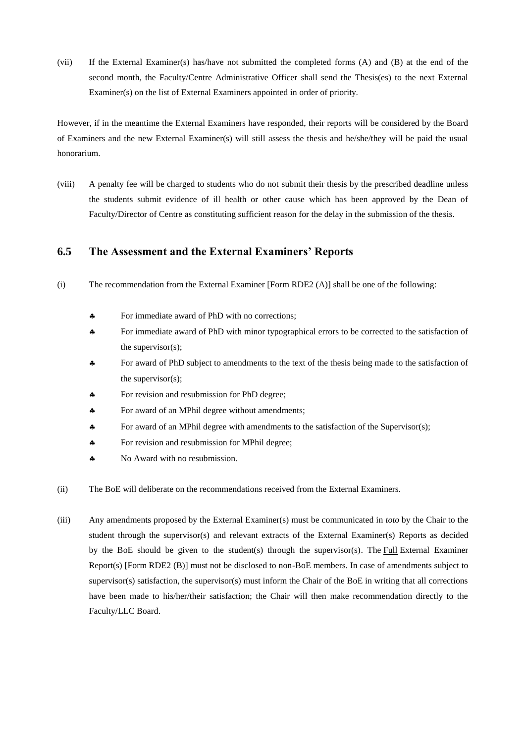(vii) If the External Examiner(s) has/have not submitted the completed forms (A) and (B) at the end of the second month, the Faculty/Centre Administrative Officer shall send the Thesis(es) to the next External Examiner(s) on the list of External Examiners appointed in order of priority.

However, if in the meantime the External Examiners have responded, their reports will be considered by the Board of Examiners and the new External Examiner(s) will still assess the thesis and he/she/they will be paid the usual honorarium.

(viii) A penalty fee will be charged to students who do not submit their thesis by the prescribed deadline unless the students submit evidence of ill health or other cause which has been approved by the Dean of Faculty/Director of Centre as constituting sufficient reason for the delay in the submission of the thesis.

## 6.5 The Assessment and the External Examiners' Reports

(i) The recommendation from the External Examiner [Form RDE2 (A)] shall be one of the following:

- For immediate award of PhD with no corrections;
- For immediate award of PhD with minor typographical errors to be corrected to the satisfaction of the supervisor(s);
- For award of PhD subject to amendments to the text of the thesis being made to the satisfaction of the supervisor(s);
- For revision and resubmission for PhD degree;
- For award of an MPhil degree without amendments;
- For award of an MPhil degree with amendments to the satisfaction of the Supervisor(s);
- For revision and resubmission for MPhil degree;
- No Award with no resubmission.

(ii) The BoE will deliberate on the recommendations received from the External Examiners.

(iii) Any amendments proposed by the External Examiner(s) must be communicated in *toto* by the Chair to the student through the supervisor(s) and relevant extracts of the External Examiner(s) Reports as decided by the BoE should be given to the student(s) through the supervisor(s). The Full External Examiner Report(s) [Form RDE2 (B)] must not be disclosed to non-BoE members. In case of amendments subject to supervisor(s) satisfaction, the supervisor(s) must inform the Chair of the BoE in writing that all corrections have been made to his/her/their satisfaction; the Chair will then make recommendation directly to the Faculty/LLC Board.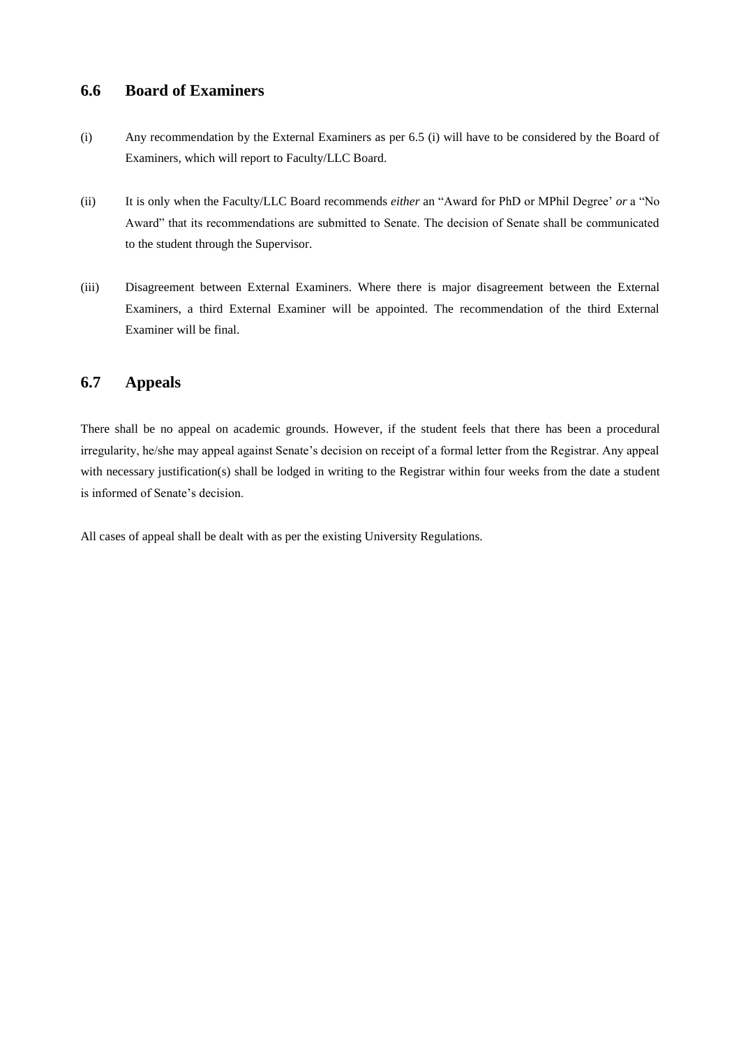## 6.6 Board of Examiners

(i) Any recommendation by the External Examiners as per 6.5 (i) will have to be considered by the Board of Examiners, which will report to Faculty/LLC Board.

(ii) It is only when the Faculty/LLC Board recommends *either* an "Award for PhD or MPhil Degree' *or* a "No Award" that its recommendations are submitted to Senate. The decision of Senate shall be communicated to the student through the Supervisor.

(iii) Disagreement between External Examiners. Where there is major disagreement between the External Examiners, a third External Examiner will be appointed. The recommendation of the third External Examiner will be final.

## 6.7 Appeals

There shall be no appeal on academic grounds. However, if the student feels that there has been a procedural irregularity, he/she may appeal against Senate's decision on receipt of a formal letter from the Registrar. Any appeal with necessary justification(s) shall be lodged in writing to the Registrar within four weeks from the date a student is informed of Senate's decision.

All cases of appeal shall be dealt with as per the existing University Regulations.